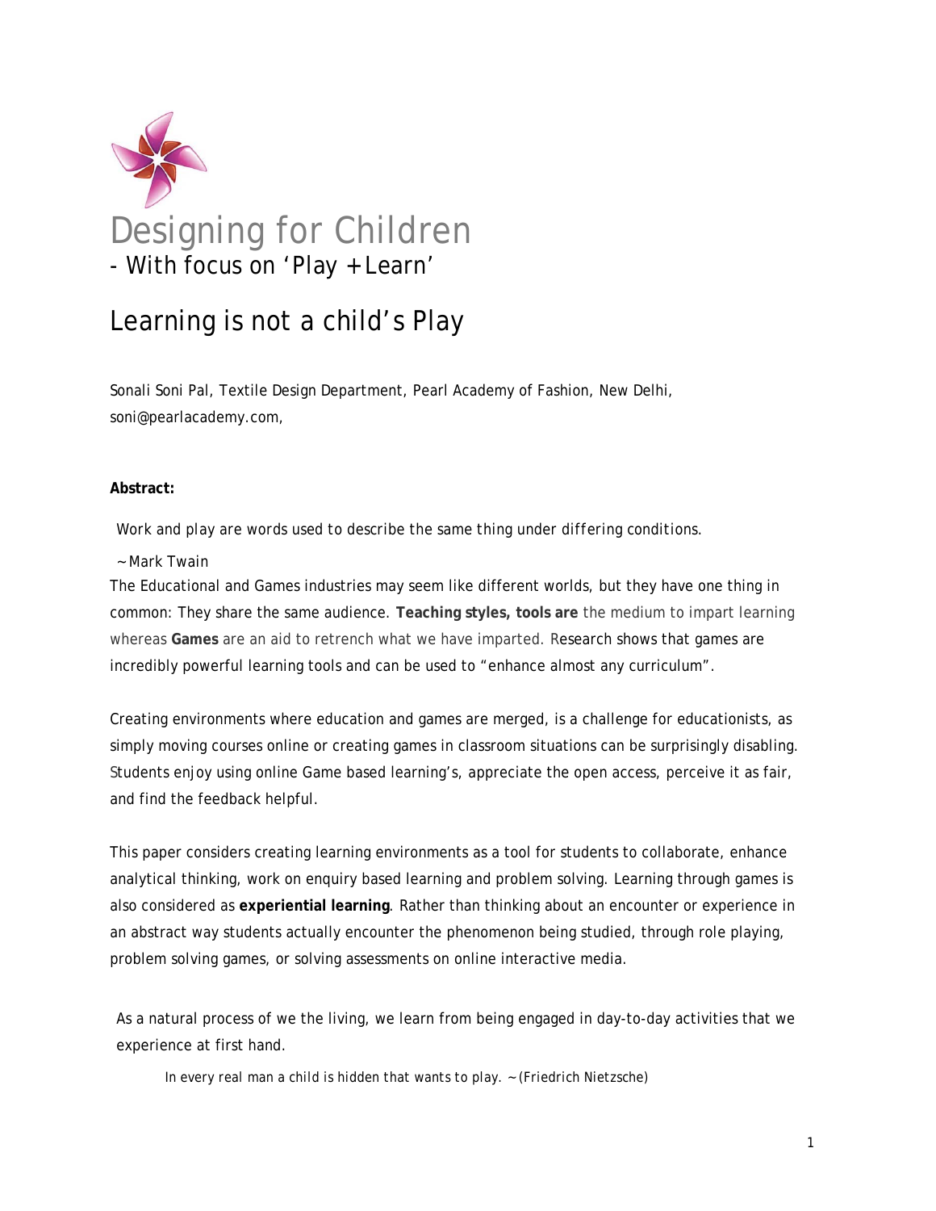# Designing for Children

## - With focus on 'Play + Learn'

## Learning is not a child's Play

Sonali Soni Pal, Textile Design Department, Pearl Academy of Fashion, New Delhi, soni@pearlacademy.com,

**Abstract:**

*Work and play are words used to describe the same thing under differing conditions.*

~ Mark Twain

The Educational and Games industries may seem like different worlds, but they have one thing in common: They share the same audience. **Teaching styles, tools are** the medium to impart learning whereas **Games** are an aid to retrench what we have imparted. Research shows that games are incredibly powerful learning tools and can be used to "enhance almost any curriculum".

Creating environments where education and games are merged, is a challenge for educationists, as simply moving courses online or creating games in classroom situations can be surprisingly disabling. Students enjoy using online Game based learning's, appreciate the open access, perceive it as fair, and find the feedback helpful.

This paper considers creating learning environments as a tool for students to collaborate, enhance analytical thinking, work on enquiry based learning and problem solving. Learning through games is also considered as **experiential learning**. Rather than thinking about an encounter or experience in an abstract way students actually encounter the phenomenon being studied, through role playing, problem solving games, or solving assessments on online interactive media.

As a natural process of we the living, we learn from being engaged in day-to-day activities that we experience at first hand.

*In every real man a child is hidden that wants to play.* ~ (Friedrich Nietzsche)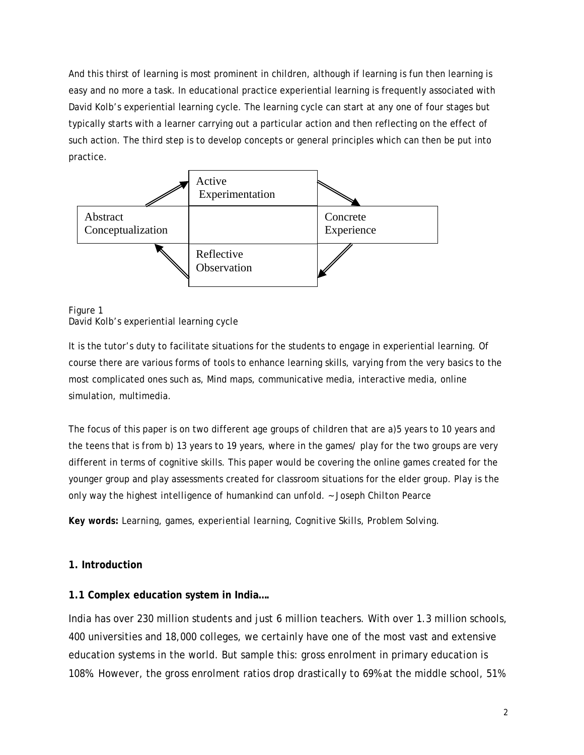And this thirst of learning is most prominent in children, although if learning is fun then learning is easy and no more a task. In educational practice experiential learning is frequently associated with David Kolb's experiential learning cycle. The learning cycle can start at any one of four stages but typically starts with a learner carrying out a particular action and then reflecting on the effect of such action. The third step is to develop concepts or general principles which can then be put into practice.

Active Experimentation

Abstract Conceptualization

Concrete Experience

Reflective Observation

Figure 1
David Kolb's experiential learning cycle

It is the tutor's duty to facilitate situations for the students to engage in experiential learning. Of course there are various forms of tools to enhance learning skills, varying from the very basics to the most complicated ones such as, Mind maps, communicative media, interactive media, online simulation, multimedia.

The focus of this paper is on two different age groups of children that are a)5 years to 10 years and the teens that is from b) 13 years to 19 years, where in the games/ play for the two groups are very different in terms of cognitive skills. This paper would be covering the online games created for the younger group and play assessments created for classroom situations for the elder group. *Play is the only way the highest intelligence of humankind can unfold. ~ Joseph Chilton Pearce*

**Key words:** Learning, games, experiential learning, Cognitive Skills, Problem Solving.

## 1. Introduction

### 1.1 Complex education system in India….

India has over 230 million students and just 6 million teachers. With over 1.3 million schools, 400 universities and 18,000 colleges, we certainly have one of the most vast and extensive education systems in the world. But sample this: gross enrolment in primary education is 108%. However, the gross enrolment ratios drop drastically to 69% at the middle school, 51%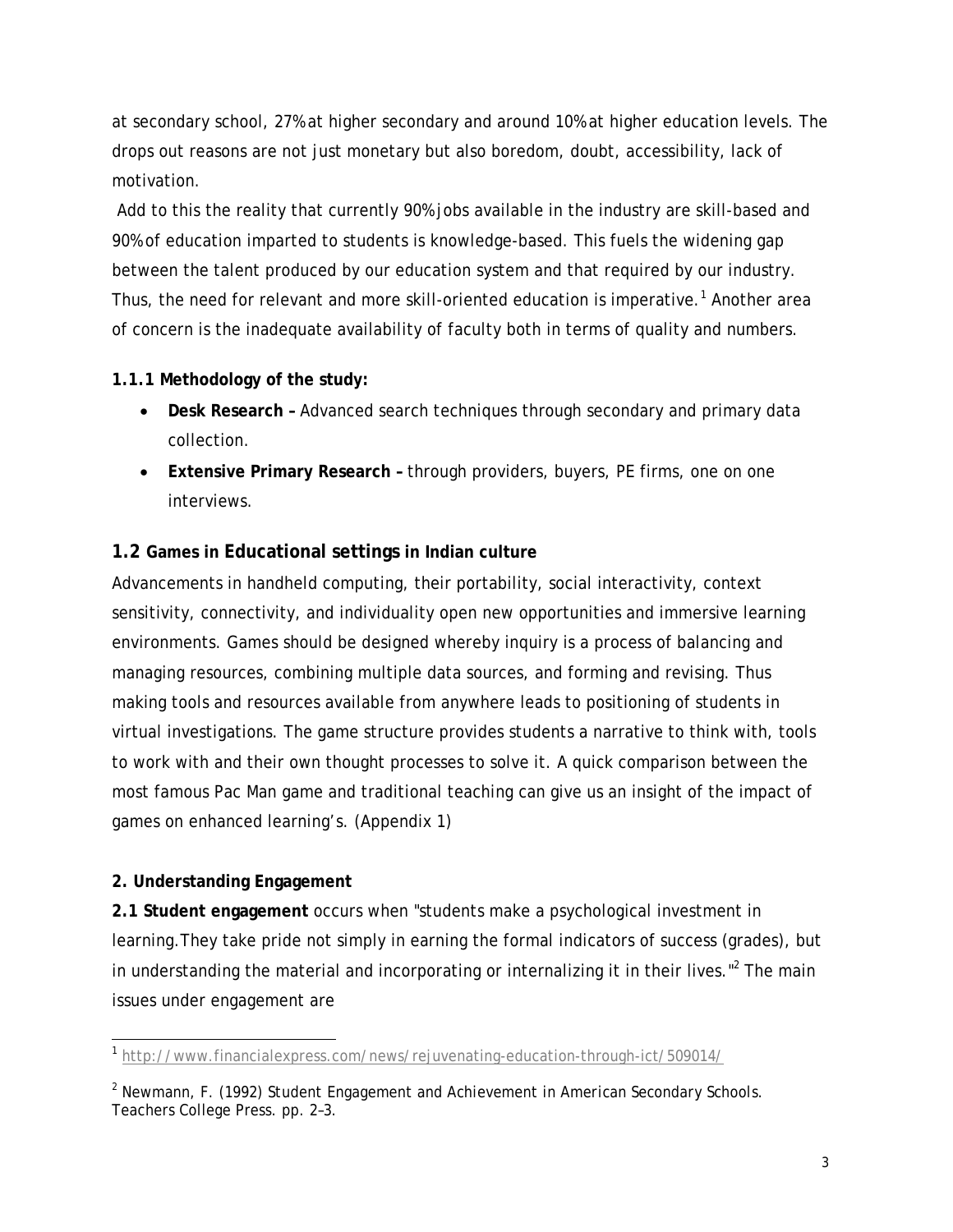at secondary school, 27% at higher secondary and around 10% at higher education levels. The drops out reasons are not just monetary but also boredom, doubt, accessibility, lack of motivation.

Add to this the reality that currently 90% jobs available in the industry are skill-based and 90% of education imparted to students is knowledge-based. This fuels the widening gap between the talent produced by our education system and that required by our industry. Thus, the need for relevant and more skill-oriented education is imperative.[1] Another area of concern is the inadequate availability of faculty both in terms of quality and numbers.

**1.1.1 Methodology of the study:**

- **Desk Research –** Advanced search techniques through secondary and primary data collection.
- **Extensive Primary Research –** through providers, buyers, PE firms, one on one interviews.

### 1.2 Games in Educational settings in Indian culture

Advancements in handheld computing, their portability, social interactivity, context sensitivity, connectivity, and individuality open new opportunities and immersive learning environments. Games should be designed whereby inquiry is a process of balancing and managing resources, combining multiple data sources, and forming and revising. Thus making tools and resources available from anywhere leads to positioning of students in virtual investigations. The game structure provides students a narrative to think with, tools to work with and their own thought processes to solve it. A quick comparison between the most famous Pac Man game and traditional teaching can give us an insight of the impact of games on enhanced learning's. (Appendix 1)

**2. Understanding Engagement**

**2.1 Student engagement** occurs when "students make a psychological investment in learning.They take pride not simply in earning the formal indicators of success (grades), but in understanding the material and incorporating or internalizing it in their lives."[2] The main issues under engagement are

---

[1] http://www.financialexpress.com/news/rejuvenating-education-through-ict/509014/

[2] Newmann, F. (1992) Student Engagement and Achievement in American Secondary Schools. Teachers College Press. pp. 2–3.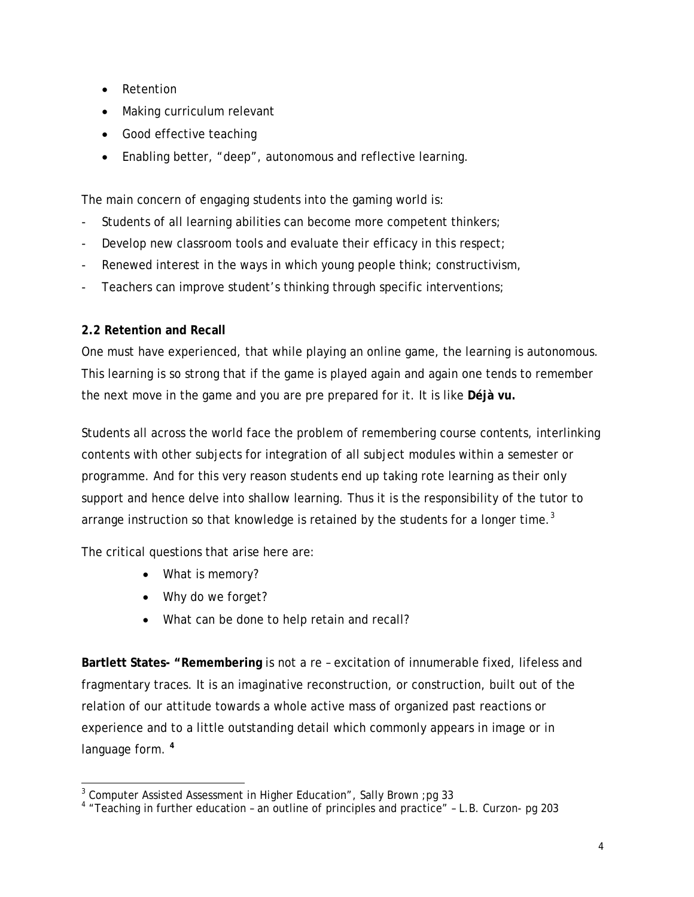- Retention
- Making curriculum relevant
- Good effective teaching
- Enabling better, “deep”, autonomous and reflective learning.

The main concern of engaging students into the gaming world is:

- Students of all learning abilities can become more competent thinkers;
- Develop new classroom tools and evaluate their efficacy in this respect;
- Renewed interest in the ways in which young people think; constructivism,
- Teachers can improve student’s thinking through specific interventions;

**2.2 Retention and Recall**

One must have experienced, that while playing an online game, the learning is autonomous. This learning is so strong that if the game is played again and again one tends to remember the next move in the game and you are pre prepared for it. It is like **Déjà vu.**

Students all across the world face the problem of remembering course contents, interlinking contents with other subjects for integration of all subject modules within a semester or programme. And for this very reason students end up taking rote learning as their only support and hence delve into shallow learning. Thus it is the responsibility of the tutor to arrange instruction so that knowledge is retained by the students for a longer time.[3]

The critical questions that arise here are:

- What is memory?
- Why do we forget?
- What can be done to help retain and recall?

**Bartlett States- “Remembering** is not a re – excitation of innumerable fixed, lifeless and fragmentary traces. It is an imaginative reconstruction, or construction, built out of the relation of our attitude towards a whole active mass of organized past reactions or experience and to a little outstanding detail which commonly appears in image or in language form. **[4]**

---

[3] Computer Assisted Assessment in Higher Education”, Sally Brown ;pg 33

[4] “Teaching in further education – an outline of principles and practice” – L.B. Curzon- pg 203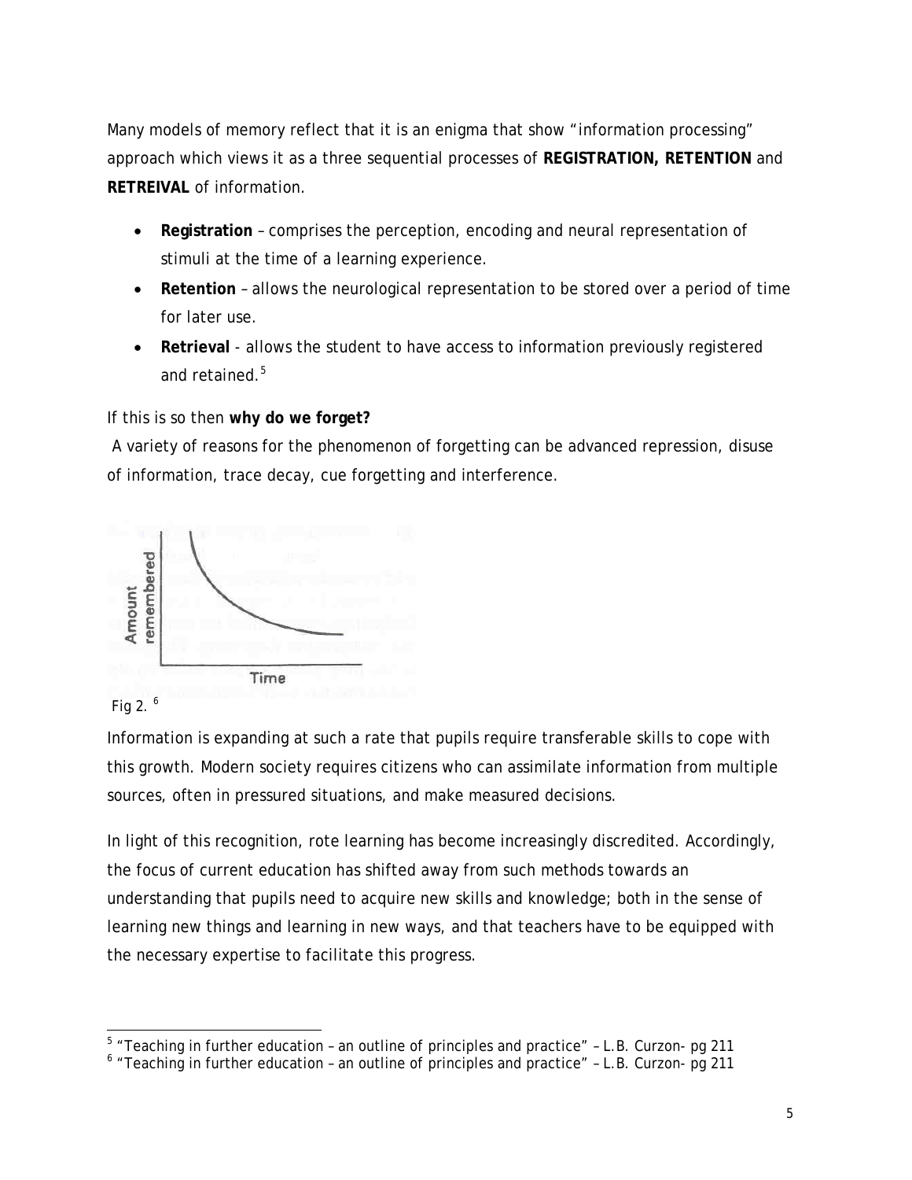Many models of memory reflect that it is an enigma that show "information processing" approach which views it as a three sequential processes of **REGISTRATION, RETENTION** and **RETREIVAL** of information.

- **Registration** – comprises the perception, encoding and neural representation of stimuli at the time of a learning experience.
- **Retention** – allows the neurological representation to be stored over a period of time for later use.
- **Retrieval** - allows the student to have access to information previously registered and retained.[5]

If this is so then **why do we forget?**

A variety of reasons for the phenomenon of forgetting can be advanced repression, disuse of information, trace decay, cue forgetting and interference.

Fig 2. [6]

Information is expanding at such a rate that pupils require transferable skills to cope with this growth. Modern society requires citizens who can assimilate information from multiple sources, often in pressured situations, and make measured decisions.

In light of this recognition, rote learning has become increasingly discredited. Accordingly, the focus of current education has shifted away from such methods towards an understanding that pupils need to acquire new skills and knowledge; both in the sense of learning new things and learning in new ways, and that teachers have to be equipped with the necessary expertise to facilitate this progress.

---

[5] "Teaching in further education – an outline of principles and practice" – L.B. Curzon- pg 211

[6] "Teaching in further education – an outline of principles and practice" – L.B. Curzon- pg 211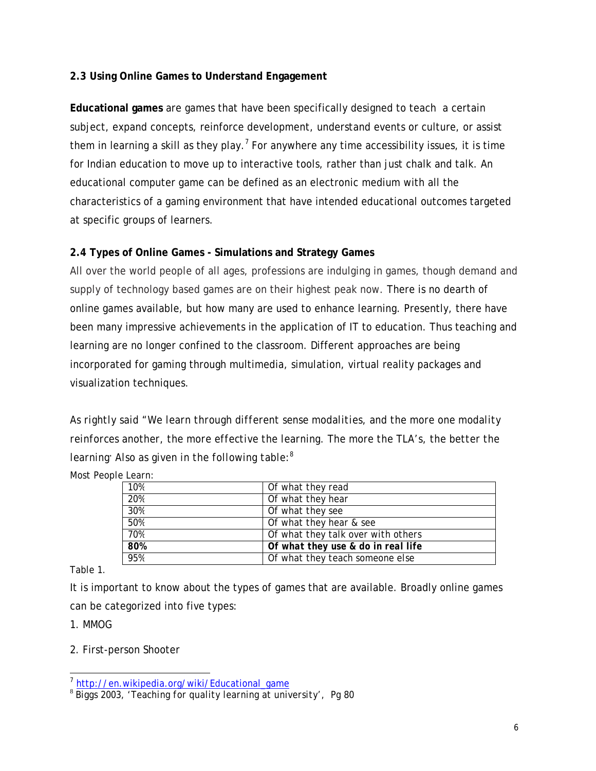**2.3 Using Online Games to Understand Engagement**

**Educational games** are games that have been specifically designed to teach a certain subject, expand concepts, reinforce development, understand events or culture, or assist them in learning a skill as they play.[7] For anywhere any time accessibility issues, it is time for Indian education to move up to interactive tools, rather than just chalk and talk. An educational computer game can be defined as an electronic medium with all the characteristics of a gaming environment that have intended educational outcomes targeted at specific groups of learners.

**2.4 Types of Online Games - Simulations and Strategy Games**

All over the world people of all ages, professions are indulging in games, though demand and supply of technology based games are on their highest peak now. There is no dearth of online games available, but how many are used to enhance learning. Presently, there have been many impressive achievements in the application of IT to education. Thus teaching and learning are no longer confined to the classroom. Different approaches are being incorporated for gaming through multimedia, simulation, virtual reality packages and visualization techniques.

As rightly said "We learn through different sense modalities, and the more one modality reinforces another, the more effective the learning. The more the TLA's, the better the learning. Also as given in the following table:[8]

Most People Learn:

| | |
|---|---|
| 10% | Of what they read |
| 20% | Of what they hear |
| 30% | Of what they see |
| 50% | Of what they hear & see |
| 70% | Of what they talk over with others |
| **80%** | ***Of what they use & do in real life*** |
| 95% | Of what they teach someone else |

Table 1.

It is important to know about the types of games that are available. Broadly online games can be categorized into five types:

1. MMOG

2. First-person Shooter

---

[7] http://en.wikipedia.org/wiki/Educational_game

[8] Biggs 2003, 'Teaching for quality learning at university', Pg 80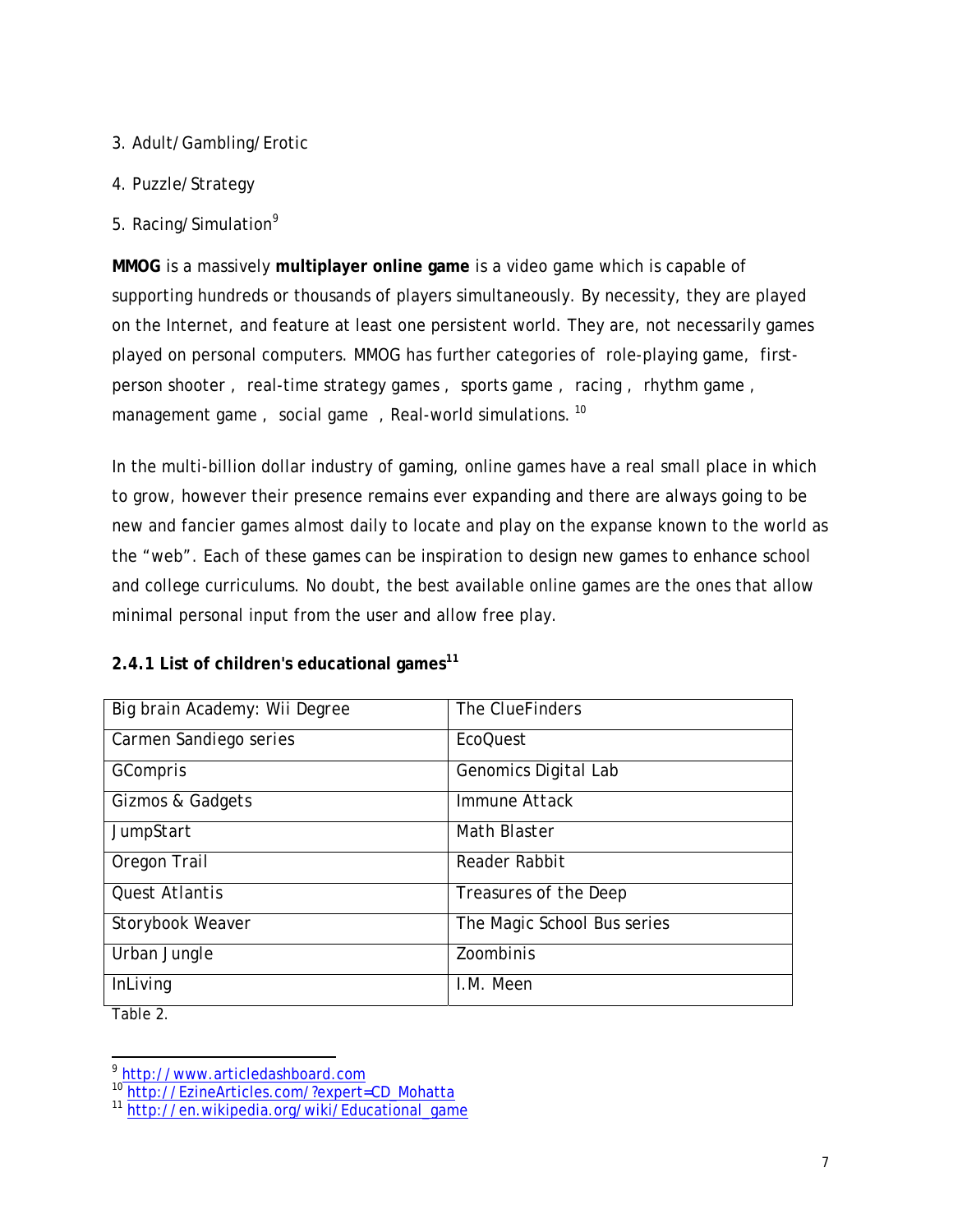3. Adult/Gambling/Erotic

4. Puzzle/Strategy

5. Racing/Simulation[9]

**MMOG** is a massively **multiplayer online game** is a video game which is capable of supporting hundreds or thousands of players simultaneously. By necessity, they are played on the Internet, and feature at least one persistent world. They are, not necessarily games played on personal computers. MMOG has further categories of role-playing game, first-person shooter , real-time strategy games , sports game , racing , rhythm game , management game , social game , Real-world simulations. [10]

In the multi-billion dollar industry of gaming, online games have a real small place in which to grow, however their presence remains ever expanding and there are always going to be new and fancier games almost daily to locate and play on the expanse known to the world as the "web". Each of these games can be inspiration to design new games to enhance school and college curriculums. No doubt, the best available online games are the ones that allow minimal personal input from the user and allow free play.

### 2.4.1 List of children's educational games[11]

| | |
|---|---|
| Big brain Academy: Wii Degree | The ClueFinders |
| Carmen Sandiego series | EcoQuest |
| GCompris | Genomics Digital Lab |
| Gizmos & Gadgets | Immune Attack |
| JumpStart | Math Blaster |
| Oregon Trail | Reader Rabbit |
| Quest Atlantis | Treasures of the Deep |
| Storybook Weaver | The Magic School Bus series |
| Urban Jungle | Zoombinis |
| InLiving | I.M. Meen |

Table 2.

[9] http://www.articledashboard.com

[10] http://EzineArticles.com/?expert=CD_Mohatta

[11] http://en.wikipedia.org/wiki/Educational_game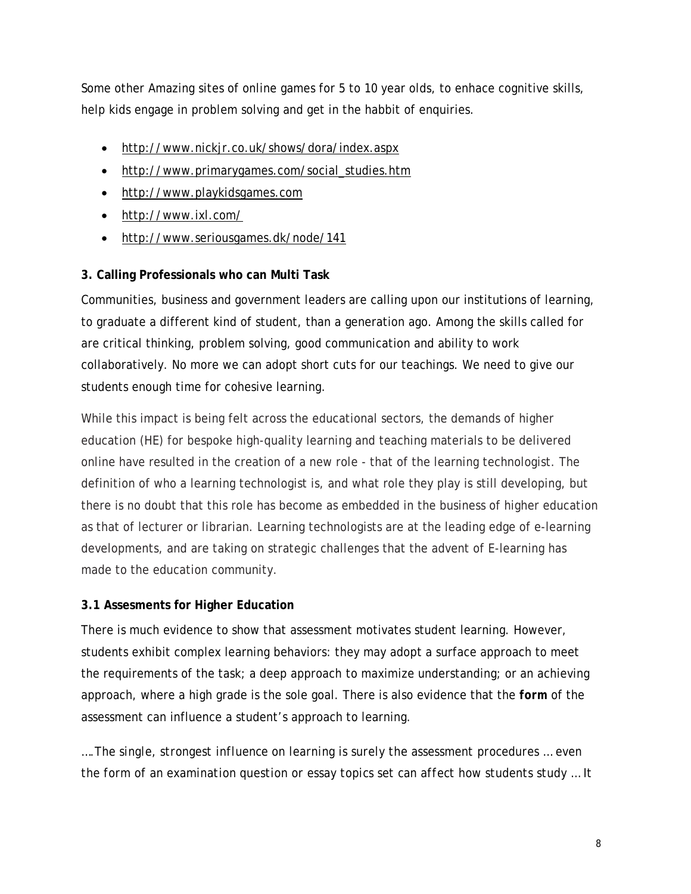Some other Amazing sites of online games for 5 to 10 year olds, to enhace cognitive skills, help kids engage in problem solving and get in the habbit of enquiries.

- http://www.nickjr.co.uk/shows/dora/index.aspx
- http://www.primarygames.com/social_studies.htm
- http://www.playkidsgames.com
- http://www.ixl.com/
- http://www.seriousgames.dk/node/141

**3. Calling Professionals who can Multi Task**

Communities, business and government leaders are calling upon our institutions of learning, to graduate a different kind of student, than a generation ago. Among the skills called for are critical thinking, problem solving, good communication and ability to work collaboratively. No more we can adopt short cuts for our teachings. We need to give our students enough time for cohesive learning.

While this impact is being felt across the educational sectors, the demands of higher education (HE) for bespoke high-quality learning and teaching materials to be delivered online have resulted in the creation of a new role - that of the learning technologist. The definition of who a learning technologist is, and what role they play is still developing, but there is no doubt that this role has become as embedded in the business of higher education as that of lecturer or librarian. Learning technologists are at the leading edge of e-learning developments, and are taking on strategic challenges that the advent of E-learning has made to the education community.

**3.1 Assesments for Higher Education**

There is much evidence to show that assessment motivates student learning. However, students exhibit complex learning behaviors: they may adopt a surface approach to meet the requirements of the task; a deep approach to maximize understanding; or an achieving approach, where a high grade is the sole goal. There is also evidence that the **form** of the assessment can influence a student's approach to learning.

*….The single, strongest influence on learning is surely the assessment procedures … even the form of an examination question or essay topics set can affect how students study … It*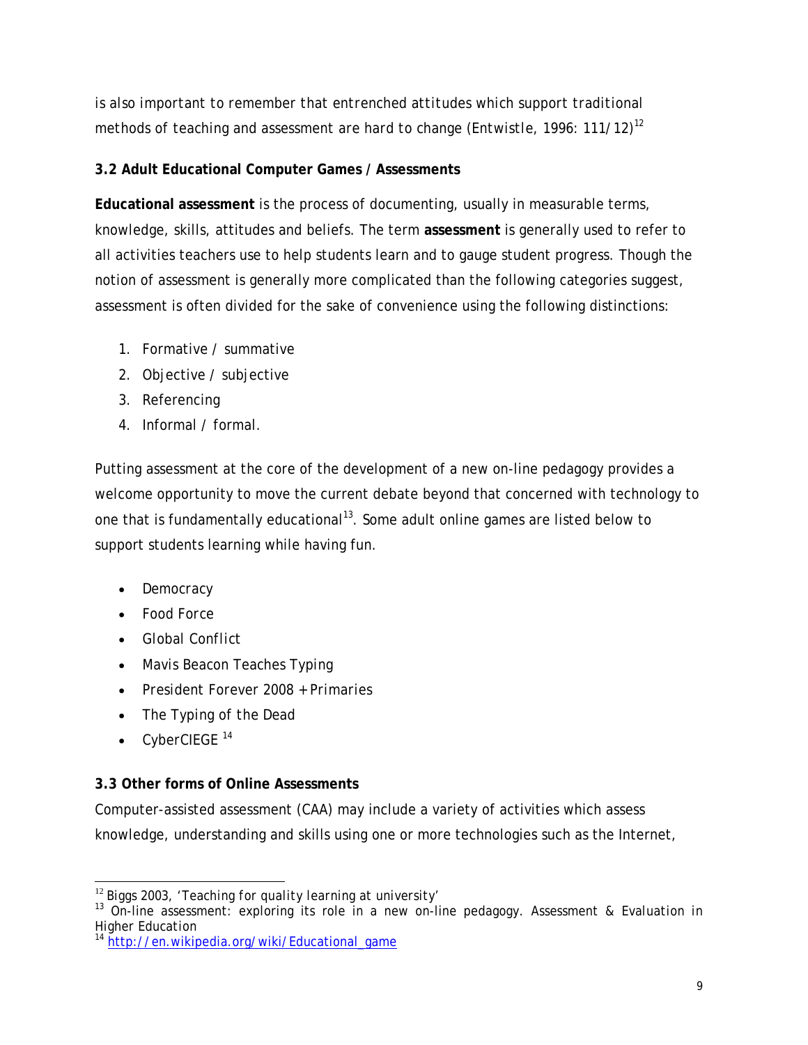is also important to remember that entrenched attitudes which support traditional methods of teaching and assessment are hard to change (Entwistle, 1996: 111/12)[12]

### 3.2 Adult Educational Computer Games / Assessments

**Educational assessment** is the process of documenting, usually in measurable terms, knowledge, skills, attitudes and beliefs. The term **assessment** is generally used to refer to all activities teachers use to help students learn and to gauge student progress. Though the notion of assessment is generally more complicated than the following categories suggest, assessment is often divided for the sake of convenience using the following distinctions:

1. Formative / summative
2. Objective / subjective
3. Referencing
4. Informal / formal.

Putting assessment at the core of the development of a new on-line pedagogy provides a welcome opportunity to move the current debate beyond that concerned with technology to one that is fundamentally educational[13]. Some adult online games are listed below to support students learning while having fun.

- Democracy
- Food Force
- Global Conflict
- Mavis Beacon Teaches Typing
- President Forever 2008 + Primaries
- The Typing of the Dead
- CyberCIEGE [14]

### 3.3 Other forms of Online Assessments

Computer-assisted assessment (CAA) may include a variety of activities which assess knowledge, understanding and skills using one or more technologies such as the Internet,

---

[12] Biggs 2003, 'Teaching for quality learning at university'

[13] On-line assessment: exploring its role in a new on-line pedagogy. Assessment & Evaluation in Higher Education

[14] http://en.wikipedia.org/wiki/Educational_game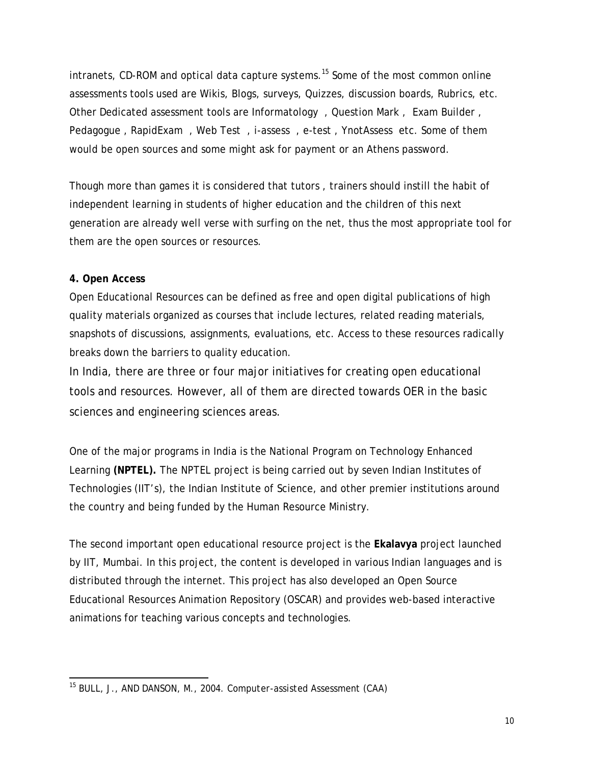intranets, CD-ROM and optical data capture systems.[15] Some of the most common online assessments tools used are Wikis, Blogs, surveys, Quizzes, discussion boards, Rubrics, etc. Other Dedicated assessment tools are Informatology , Question Mark , Exam Builder , Pedagogue , RapidExam , Web Test , i-assess , e-test , YnotAssess etc. Some of them would be open sources and some might ask for payment or an Athens password.

Though more than games it is considered that tutors , trainers should instill the habit of independent learning in students of higher education and the children of this next generation are already well verse with surfing on the net, thus the most appropriate tool for them are the open sources or resources.

**4. Open Access**

Open Educational Resources can be defined as free and open digital publications of high quality materials organized as courses that include lectures, related reading materials, snapshots of discussions, assignments, evaluations, etc. Access to these resources radically breaks down the barriers to quality education.

In India, there are three or four major initiatives for creating open educational tools and resources. However, all of them are directed towards OER in the basic sciences and engineering sciences areas.

One of the major programs in India is the National Program on Technology Enhanced Learning **(NPTEL).** The NPTEL project is being carried out by seven Indian Institutes of Technologies (IIT's), the Indian Institute of Science, and other premier institutions around the country and being funded by the Human Resource Ministry.

The second important open educational resource project is the **Ekalavya** project launched by IIT, Mumbai. In this project, the content is developed in various Indian languages and is distributed through the internet. This project has also developed an Open Source Educational Resources Animation Repository (OSCAR) and provides web-based interactive animations for teaching various concepts and technologies.

---

[15] BULL, J., AND DANSON, M., 2004. Computer-assisted Assessment (CAA)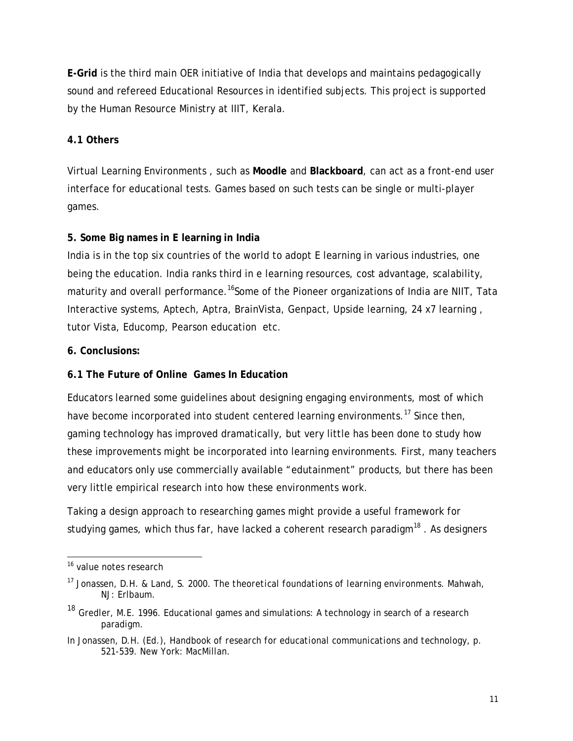**E-Grid** is the third main OER initiative of India that develops and maintains pedagogically sound and refereed Educational Resources in identified subjects. This project is supported by the Human Resource Ministry at IIIT, Kerala.

### 4.1 Others

Virtual Learning Environments , such as **Moodle** and **Blackboard**, can act as a front-end user interface for educational tests. Games based on such tests can be single or multi-player games.

## 5. Some Big names in E learning in India

India is in the top six countries of the world to adopt E learning in various industries, one being the education. India ranks third in e learning resources, cost advantage, scalability, maturity and overall performance.[16]Some of the Pioneer organizations of India are NIIT, Tata Interactive systems, Aptech, Aptra, BrainVista, Genpact, Upside learning, 24 x7 learning , tutor Vista, Educomp, Pearson education etc.

## 6. Conclusions:

### 6.1 The Future of Online Games In Education

Educators learned some guidelines about designing engaging environments, most of which have become incorporated into student centered learning environments.[17] Since then, gaming technology has improved dramatically, but very little has been done to study how these improvements might be incorporated into learning environments. First, many teachers and educators only use commercially available "edutainment" products, but there has been very little empirical research into how these environments work.

Taking a design approach to researching games might provide a useful framework for studying games, which thus far, have lacked a coherent research paradigm[18] . As designers

---

[16] value notes research

[17] Jonassen, D.H. & Land, S. 2000. *The theoretical foundations of learning environments*. Mahwah, NJ: Erlbaum.

[18] Gredler, M.E. 1996. Educational games and simulations: A technology in search of a research paradigm.

In Jonassen, D.H. (Ed.), *Handbook of research for educational communications and technology*, p. 521-539. New York: MacMillan.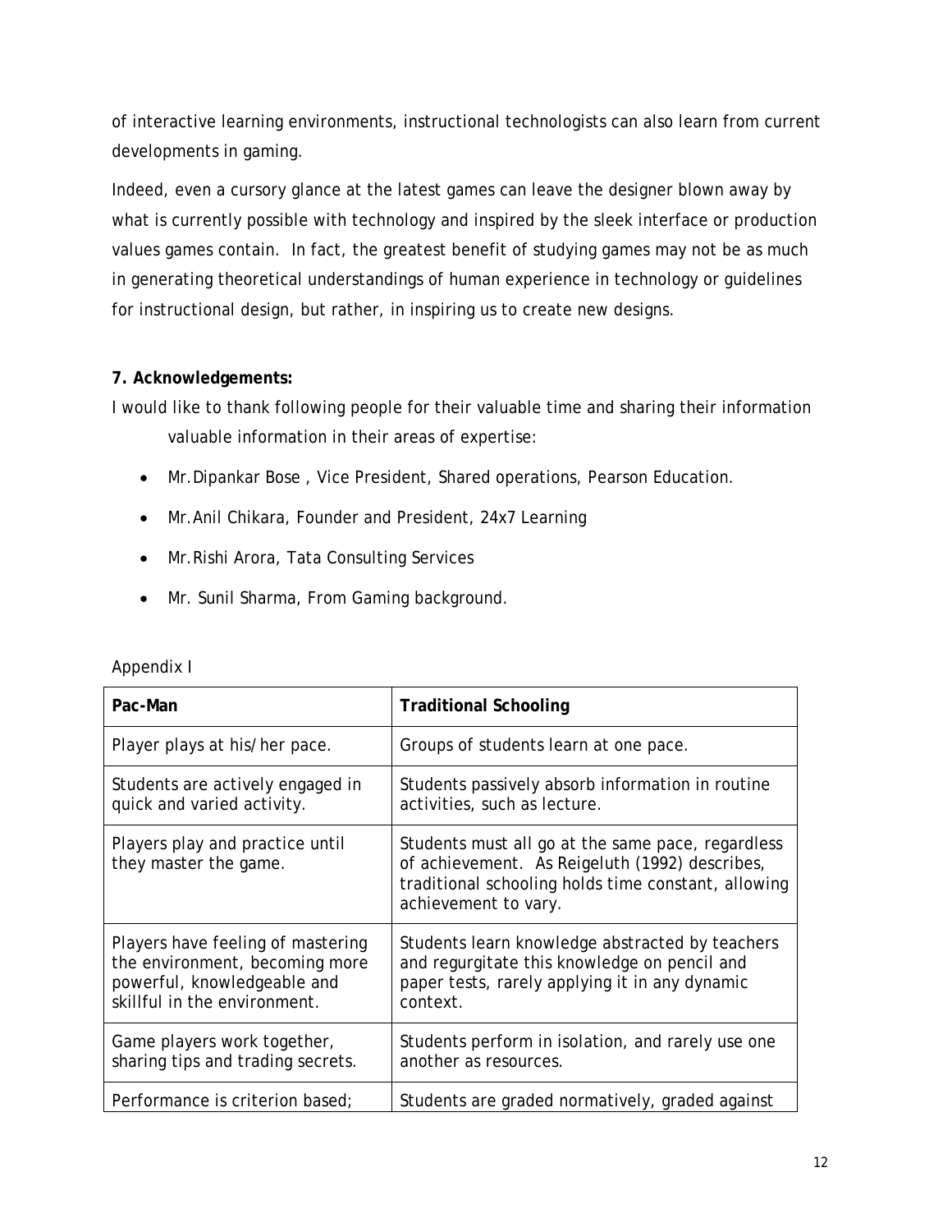of interactive learning environments, instructional technologists can also learn from current developments in gaming.

Indeed, even a cursory glance at the latest games can leave the designer blown away by what is currently possible with technology and inspired by the sleek interface or production values games contain. In fact, the greatest benefit of studying games may not be as much in generating theoretical understandings of human experience in technology or guidelines for instructional design, but rather, in inspiring us to create new designs.

**7. Acknowledgements:**

I would like to thank following people for their valuable time and sharing their information valuable information in their areas of expertise:

- Mr.Dipankar Bose , Vice President, Shared operations, Pearson Education.
- Mr.Anil Chikara, Founder and President, 24x7 Learning
- Mr.Rishi Arora, Tata Consulting Services
- Mr. Sunil Sharma, From Gaming background.

Appendix I

| **Pac-Man** | **Traditional Schooling** |
|---|---|
| Player plays at his/her pace. | Groups of students learn at one pace. |
| Students are actively engaged in quick and varied activity. | Students passively absorb information in routine activities, such as lecture. |
| Players play and practice until they master the game. | Students must all go at the same pace, regardless of achievement. As Reigeluth (1992) describes, traditional schooling holds time constant, allowing achievement to vary. |
| Players have feeling of mastering the environment, becoming more powerful, knowledgeable and skillful in the environment. | Students learn knowledge abstracted by teachers and regurgitate this knowledge on pencil and paper tests, rarely applying it in any dynamic context. |
| Game players work together, sharing tips and trading secrets. | Students perform in isolation, and rarely use one another as resources. |
| Performance is criterion based; | Students are graded normatively, graded against |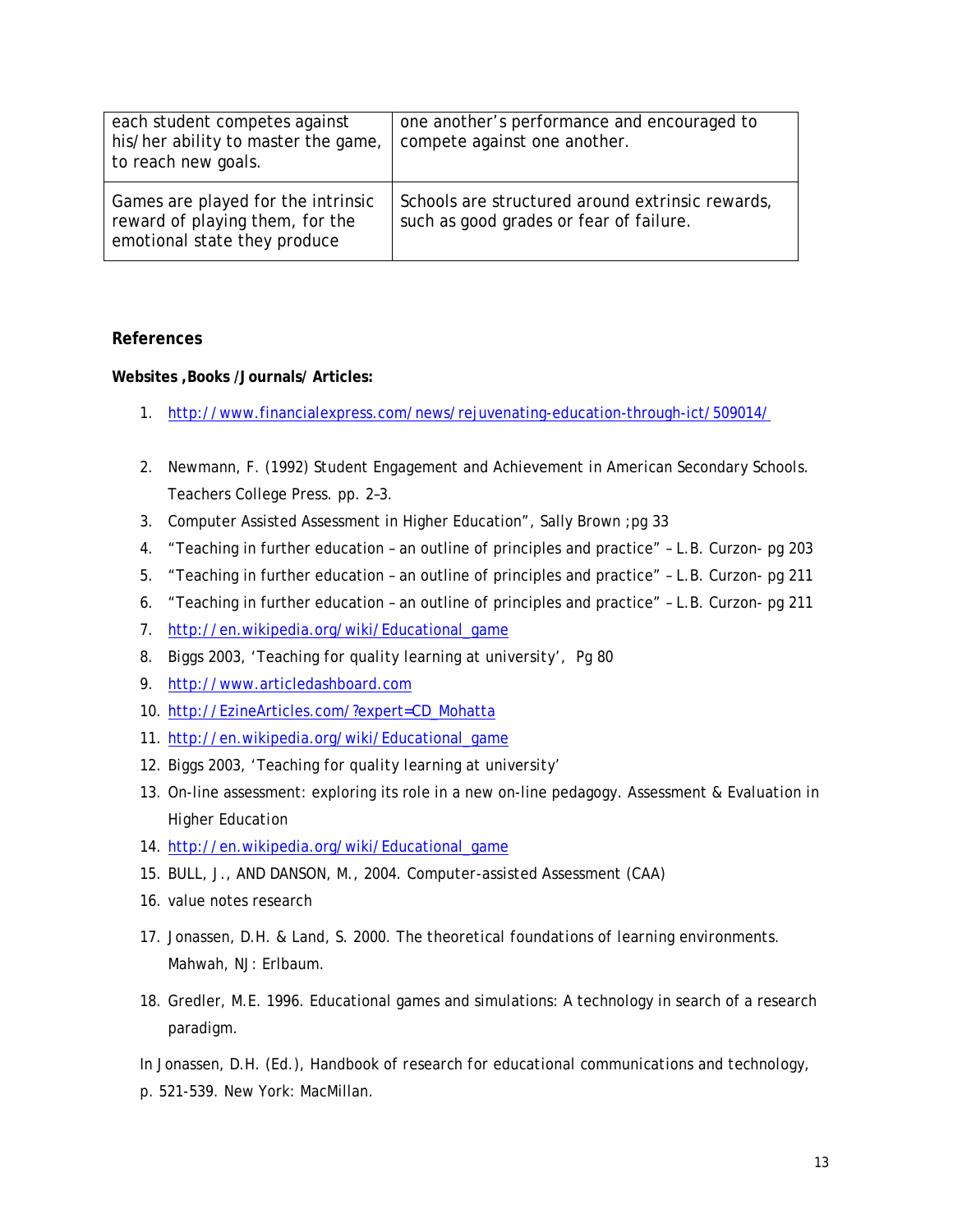| | |
|---|---|
| each student competes against his/her ability to master the game, to reach new goals. | one another's performance and encouraged to compete against one another. |
| Games are played for the intrinsic reward of playing them, for the emotional state they produce | Schools are structured around extrinsic rewards, such as good grades or fear of failure. |

## References

**Websites ,Books /Journals/ Articles:**

1. http://www.financialexpress.com/news/rejuvenating-education-through-ict/509014/
2. Newmann, F. (1992) Student Engagement and Achievement in American Secondary Schools. Teachers College Press. pp. 2–3.
3. Computer Assisted Assessment in Higher Education", Sally Brown ;pg 33
4. "Teaching in further education – an outline of principles and practice" – L.B. Curzon- pg 203
5. "Teaching in further education – an outline of principles and practice" – L.B. Curzon- pg 211
6. "Teaching in further education – an outline of principles and practice" – L.B. Curzon- pg 211
7. http://en.wikipedia.org/wiki/Educational_game
8. Biggs 2003, 'Teaching for quality learning at university', Pg 80
9. http://www.articledashboard.com
10. http://EzineArticles.com/?expert=CD_Mohatta
11. http://en.wikipedia.org/wiki/Educational_game
12. Biggs 2003, 'Teaching for quality learning at university'
13. On-line assessment: exploring its role in a new on-line pedagogy. Assessment & Evaluation in Higher Education
14. http://en.wikipedia.org/wiki/Educational_game
15. BULL, J., AND DANSON, M., 2004. Computer-assisted Assessment (CAA)
16. value notes research
17. Jonassen, D.H. & Land, S. 2000. The theoretical foundations of learning environments. Mahwah, NJ: Erlbaum.
18. Gredler, M.E. 1996. Educational games and simulations: A technology in search of a research paradigm.

In Jonassen, D.H. (Ed.), Handbook of research for educational communications and technology, p. 521-539. New York: MacMillan.